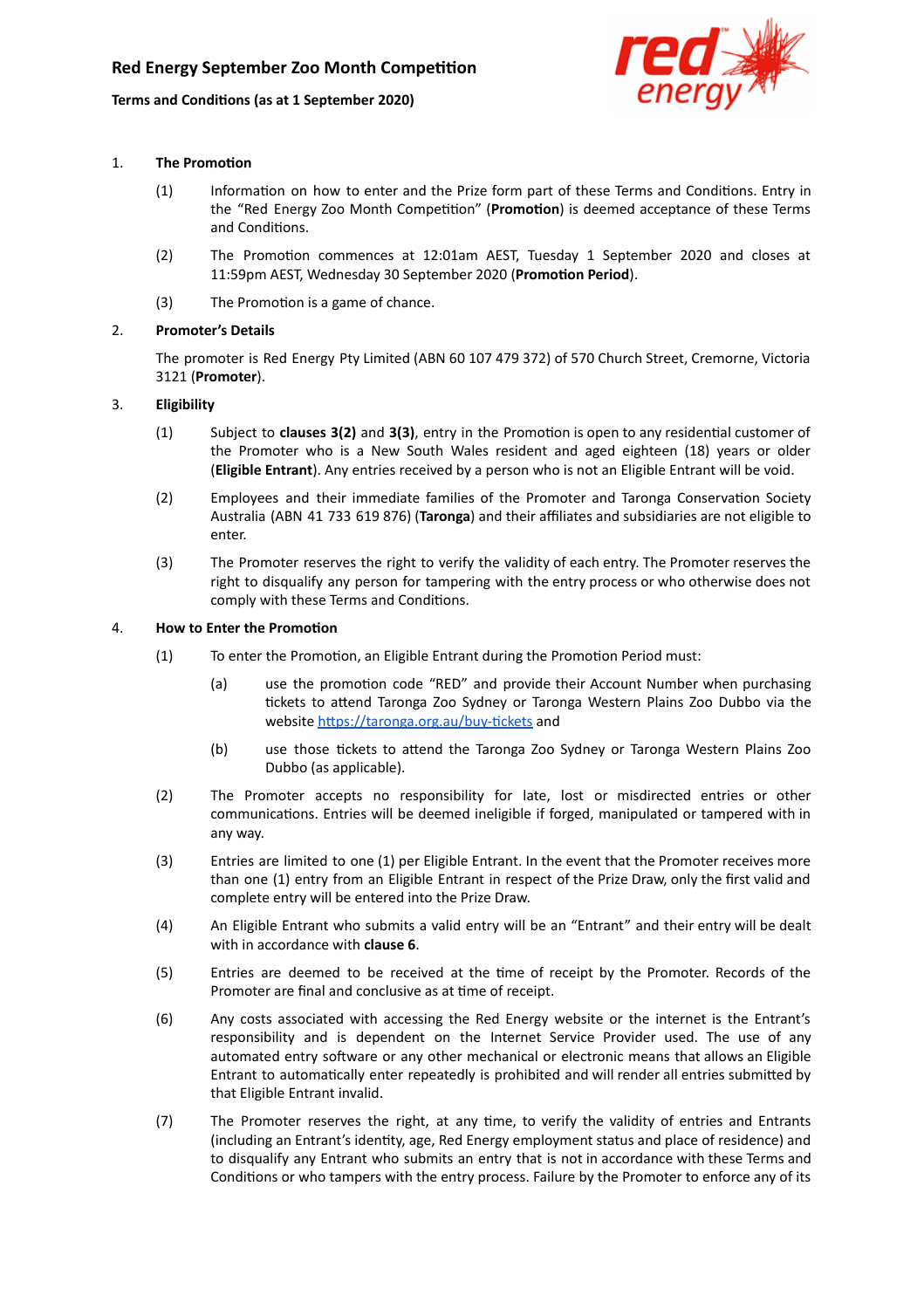# Red Energy September Zoo Month Competition

**Terms and Conditions (as at 1 September 2020)**

1. **The Promotion**

   (1) Information on how to enter and the Prize form part of these Terms and Conditions. Entry in the "Red Energy Zoo Month Competition" (**Promotion**) is deemed acceptance of these Terms and Conditions.

   (2) The Promotion commences at 12:01am AEST, Tuesday 1 September 2020 and closes at 11:59pm AEST, Wednesday 30 September 2020 (**Promotion Period**).

   (3) The Promotion is a game of chance.

2. **Promoter's Details**

   The promoter is Red Energy Pty Limited (ABN 60 107 479 372) of 570 Church Street, Cremorne, Victoria 3121 (**Promoter**).

3. **Eligibility**

   (1) Subject to **clauses 3(2)** and **3(3)**, entry in the Promotion is open to any residential customer of the Promoter who is a New South Wales resident and aged eighteen (18) years or older (**Eligible Entrant**). Any entries received by a person who is not an Eligible Entrant will be void.

   (2) Employees and their immediate families of the Promoter and Taronga Conservation Society Australia (ABN 41 733 619 876) (**Taronga**) and their affiliates and subsidiaries are not eligible to enter.

   (3) The Promoter reserves the right to verify the validity of each entry. The Promoter reserves the right to disqualify any person for tampering with the entry process or who otherwise does not comply with these Terms and Conditions.

4. **How to Enter the Promotion**

   (1) To enter the Promotion, an Eligible Entrant during the Promotion Period must:

      (a) use the promotion code "RED" and provide their Account Number when purchasing tickets to attend Taronga Zoo Sydney or Taronga Western Plains Zoo Dubbo via the website https://taronga.org.au/buy-tickets and

      (b) use those tickets to attend the Taronga Zoo Sydney or Taronga Western Plains Zoo Dubbo (as applicable).

   (2) The Promoter accepts no responsibility for late, lost or misdirected entries or other communications. Entries will be deemed ineligible if forged, manipulated or tampered with in any way.

   (3) Entries are limited to one (1) per Eligible Entrant. In the event that the Promoter receives more than one (1) entry from an Eligible Entrant in respect of the Prize Draw, only the first valid and complete entry will be entered into the Prize Draw.

   (4) An Eligible Entrant who submits a valid entry will be an "Entrant" and their entry will be dealt with in accordance with **clause 6**.

   (5) Entries are deemed to be received at the time of receipt by the Promoter. Records of the Promoter are final and conclusive as at time of receipt.

   (6) Any costs associated with accessing the Red Energy website or the internet is the Entrant's responsibility and is dependent on the Internet Service Provider used. The use of any automated entry software or any other mechanical or electronic means that allows an Eligible Entrant to automatically enter repeatedly is prohibited and will render all entries submitted by that Eligible Entrant invalid.

   (7) The Promoter reserves the right, at any time, to verify the validity of entries and Entrants (including an Entrant's identity, age, Red Energy employment status and place of residence) and to disqualify any Entrant who submits an entry that is not in accordance with these Terms and Conditions or who tampers with the entry process. Failure by the Promoter to enforce any of its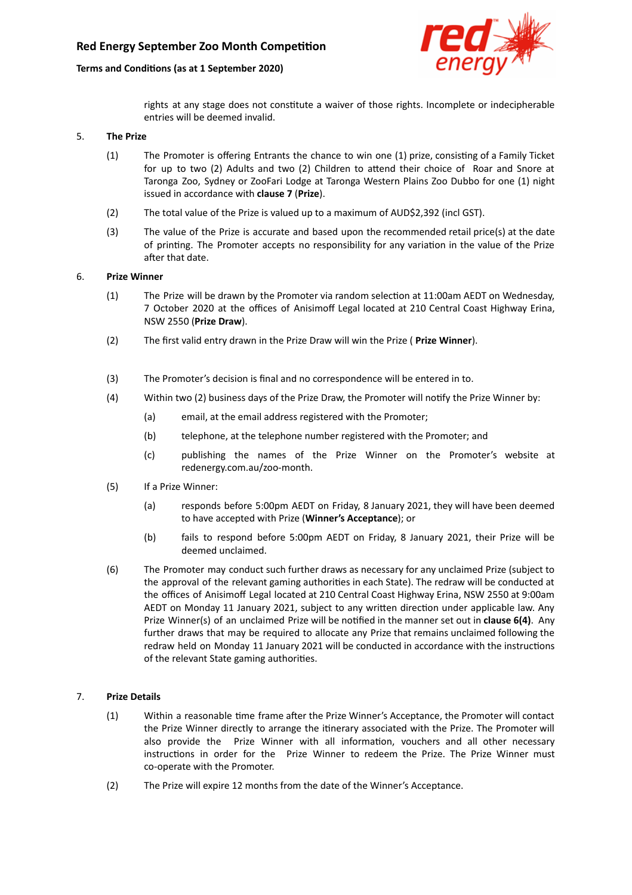rights at any stage does not constitute a waiver of those rights. Incomplete or indecipherable entries will be deemed invalid.

5. **The Prize**

   (1) The Promoter is offering Entrants the chance to win one (1) prize, consisting of a Family Ticket for up to two (2) Adults and two (2) Children to attend their choice of Roar and Snore at Taronga Zoo, Sydney or ZooFari Lodge at Taronga Western Plains Zoo Dubbo for one (1) night issued in accordance with **clause 7** (**Prize**).

   (2) The total value of the Prize is valued up to a maximum of AUD$2,392 (incl GST).

   (3) The value of the Prize is accurate and based upon the recommended retail price(s) at the date of printing. The Promoter accepts no responsibility for any variation in the value of the Prize after that date.

6. **Prize Winner**

   (1) The Prize will be drawn by the Promoter via random selection at 11:00am AEDT on Wednesday, 7 October 2020 at the offices of Anisimoff Legal located at 210 Central Coast Highway Erina, NSW 2550 (**Prize Draw**).

   (2) The first valid entry drawn in the Prize Draw will win the Prize ( **Prize Winner**).

   (3) The Promoter's decision is final and no correspondence will be entered in to.

   (4) Within two (2) business days of the Prize Draw, the Promoter will notify the Prize Winner by:

      (a) email, at the email address registered with the Promoter;

      (b) telephone, at the telephone number registered with the Promoter; and

      (c) publishing the names of the Prize Winner on the Promoter's website at redenergy.com.au/zoo-month.

   (5) If a Prize Winner:

      (a) responds before 5:00pm AEDT on Friday, 8 January 2021, they will have been deemed to have accepted with Prize (**Winner's Acceptance**); or

      (b) fails to respond before 5:00pm AEDT on Friday, 8 January 2021, their Prize will be deemed unclaimed.

   (6) The Promoter may conduct such further draws as necessary for any unclaimed Prize (subject to the approval of the relevant gaming authorities in each State). The redraw will be conducted at the offices of Anisimoff Legal located at 210 Central Coast Highway Erina, NSW 2550 at 9:00am AEDT on Monday 11 January 2021, subject to any written direction under applicable law. Any Prize Winner(s) of an unclaimed Prize will be notified in the manner set out in **clause 6(4)**. Any further draws that may be required to allocate any Prize that remains unclaimed following the redraw held on Monday 11 January 2021 will be conducted in accordance with the instructions of the relevant State gaming authorities.

7. **Prize Details**

   (1) Within a reasonable time frame after the Prize Winner's Acceptance, the Promoter will contact the Prize Winner directly to arrange the itinerary associated with the Prize. The Promoter will also provide the Prize Winner with all information, vouchers and all other necessary instructions in order for the Prize Winner to redeem the Prize. The Prize Winner must co-operate with the Promoter.

   (2) The Prize will expire 12 months from the date of the Winner's Acceptance.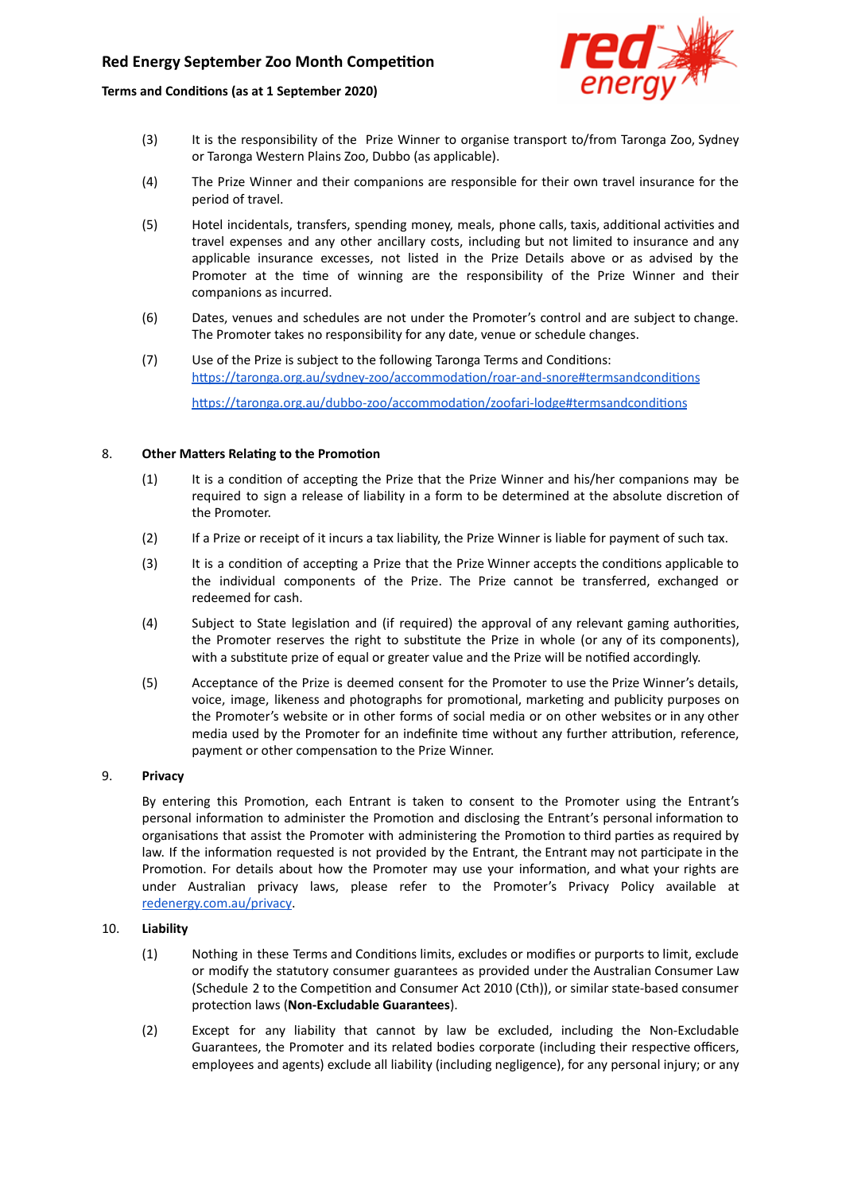(3) It is the responsibility of the Prize Winner to organise transport to/from Taronga Zoo, Sydney or Taronga Western Plains Zoo, Dubbo (as applicable).

(4) The Prize Winner and their companions are responsible for their own travel insurance for the period of travel.

(5) Hotel incidentals, transfers, spending money, meals, phone calls, taxis, additional activities and travel expenses and any other ancillary costs, including but not limited to insurance and any applicable insurance excesses, not listed in the Prize Details above or as advised by the Promoter at the time of winning are the responsibility of the Prize Winner and their companions as incurred.

(6) Dates, venues and schedules are not under the Promoter's control and are subject to change. The Promoter takes no responsibility for any date, venue or schedule changes.

(7) Use of the Prize is subject to the following Taronga Terms and Conditions:
[https://taronga.org.au/sydney-zoo/accommodation/roar-and-snore#termsandconditions](https://taronga.org.au/sydney-zoo/accommodation/roar-and-snore#termsandconditions)

[https://taronga.org.au/dubbo-zoo/accommodation/zoofari-lodge#termsandconditions](https://taronga.org.au/dubbo-zoo/accommodation/zoofari-lodge#termsandconditions)

8. **Other Matters Relating to the Promotion**

(1) It is a condition of accepting the Prize that the Prize Winner and his/her companions may be required to sign a release of liability in a form to be determined at the absolute discretion of the Promoter.

(2) If a Prize or receipt of it incurs a tax liability, the Prize Winner is liable for payment of such tax.

(3) It is a condition of accepting a Prize that the Prize Winner accepts the conditions applicable to the individual components of the Prize. The Prize cannot be transferred, exchanged or redeemed for cash.

(4) Subject to State legislation and (if required) the approval of any relevant gaming authorities, the Promoter reserves the right to substitute the Prize in whole (or any of its components), with a substitute prize of equal or greater value and the Prize will be notified accordingly.

(5) Acceptance of the Prize is deemed consent for the Promoter to use the Prize Winner's details, voice, image, likeness and photographs for promotional, marketing and publicity purposes on the Promoter's website or in other forms of social media or on other websites or in any other media used by the Promoter for an indefinite time without any further attribution, reference, payment or other compensation to the Prize Winner.

9. **Privacy**

By entering this Promotion, each Entrant is taken to consent to the Promoter using the Entrant's personal information to administer the Promotion and disclosing the Entrant's personal information to organisations that assist the Promoter with administering the Promotion to third parties as required by law. If the information requested is not provided by the Entrant, the Entrant may not participate in the Promotion. For details about how the Promoter may use your information, and what your rights are under Australian privacy laws, please refer to the Promoter's Privacy Policy available at [redenergy.com.au/privacy](redenergy.com.au/privacy).

10. **Liability**

(1) Nothing in these Terms and Conditions limits, excludes or modifies or purports to limit, exclude or modify the statutory consumer guarantees as provided under the Australian Consumer Law (Schedule 2 to the Competition and Consumer Act 2010 (Cth)), or similar state-based consumer protection laws (**Non-Excludable Guarantees**).

(2) Except for any liability that cannot by law be excluded, including the Non-Excludable Guarantees, the Promoter and its related bodies corporate (including their respective officers, employees and agents) exclude all liability (including negligence), for any personal injury; or any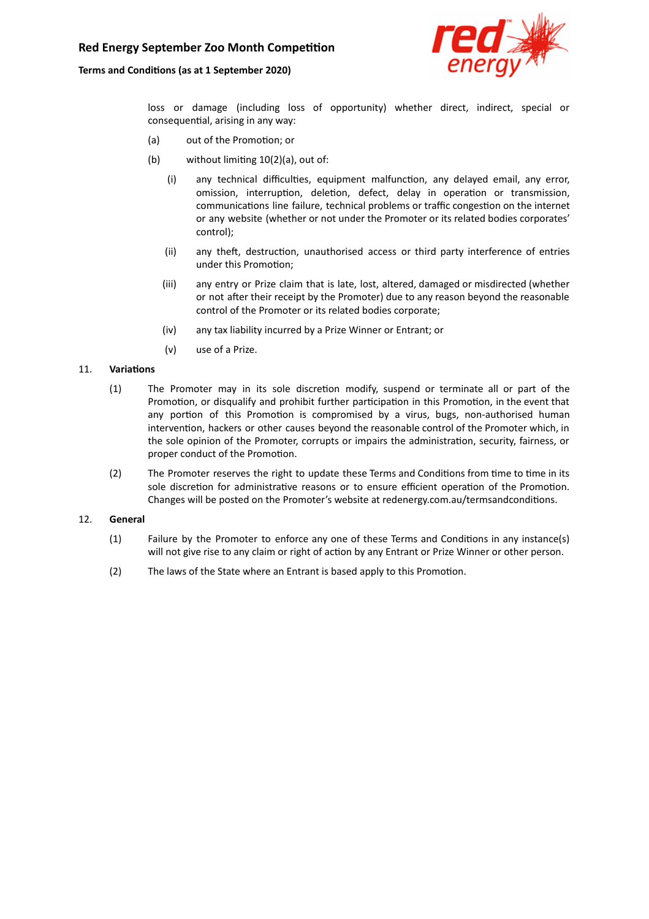loss or damage (including loss of opportunity) whether direct, indirect, special or consequential, arising in any way:

(a) out of the Promotion; or

(b) without limiting 10(2)(a), out of:

(i) any technical difficulties, equipment malfunction, any delayed email, any error, omission, interruption, deletion, defect, delay in operation or transmission, communications line failure, technical problems or traffic congestion on the internet or any website (whether or not under the Promoter or its related bodies corporates' control);

(ii) any theft, destruction, unauthorised access or third party interference of entries under this Promotion;

(iii) any entry or Prize claim that is late, lost, altered, damaged or misdirected (whether or not after their receipt by the Promoter) due to any reason beyond the reasonable control of the Promoter or its related bodies corporate;

(iv) any tax liability incurred by a Prize Winner or Entrant; or

(v) use of a Prize.

## 11. Variations

(1) The Promoter may in its sole discretion modify, suspend or terminate all or part of the Promotion, or disqualify and prohibit further participation in this Promotion, in the event that any portion of this Promotion is compromised by a virus, bugs, non-authorised human intervention, hackers or other causes beyond the reasonable control of the Promoter which, in the sole opinion of the Promoter, corrupts or impairs the administration, security, fairness, or proper conduct of the Promotion.

(2) The Promoter reserves the right to update these Terms and Conditions from time to time in its sole discretion for administrative reasons or to ensure efficient operation of the Promotion. Changes will be posted on the Promoter's website at redenergy.com.au/termsandconditions.

## 12. General

(1) Failure by the Promoter to enforce any one of these Terms and Conditions in any instance(s) will not give rise to any claim or right of action by any Entrant or Prize Winner or other person.

(2) The laws of the State where an Entrant is based apply to this Promotion.